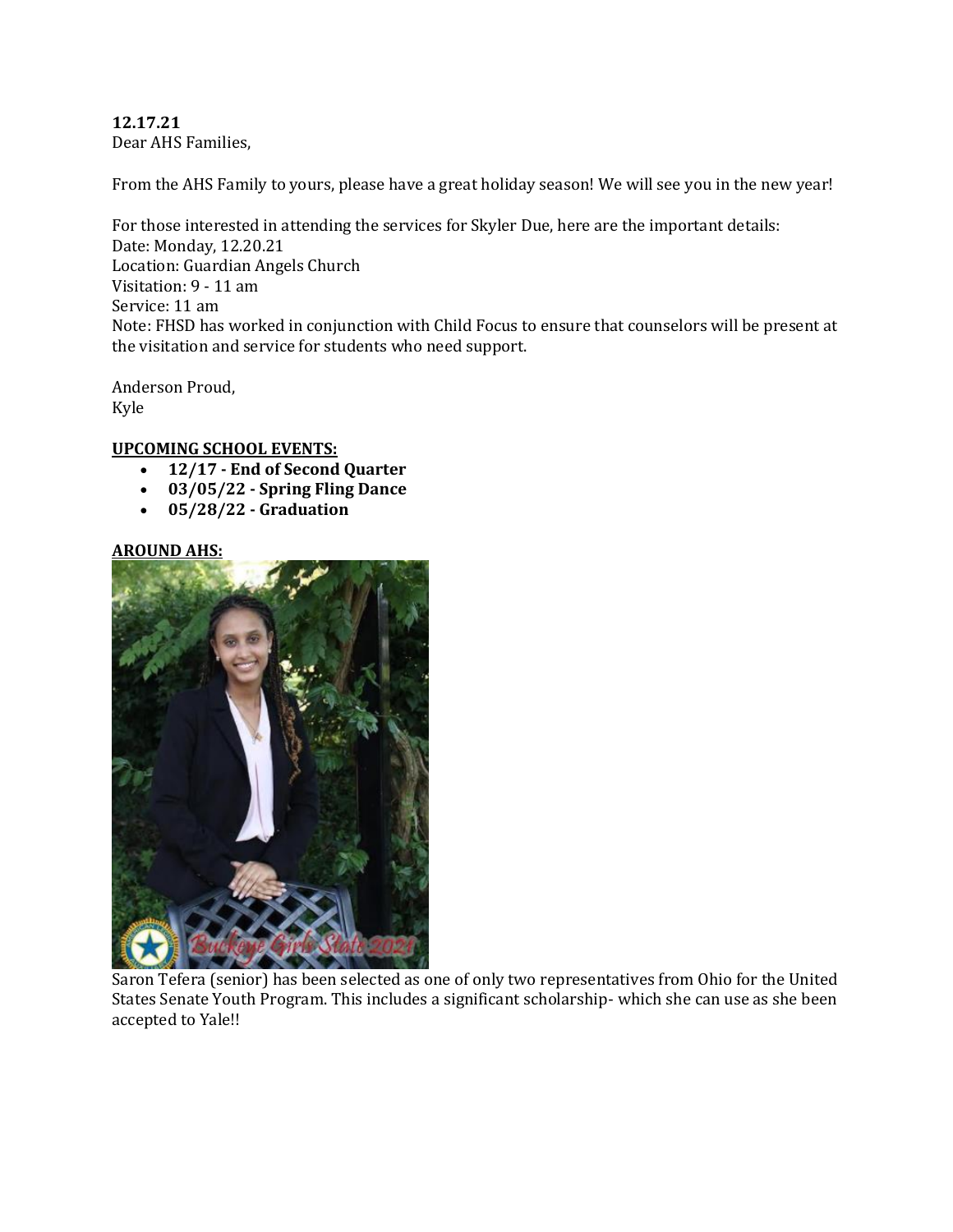**12.17.21**
Dear AHS Families,

From the AHS Family to yours, please have a great holiday season! We will see you in the new year!

For those interested in attending the services for Skyler Due, here are the important details:
Date: Monday, 12.20.21
Location: Guardian Angels Church
Visitation: 9 - 11 am
Service: 11 am
Note: FHSD has worked in conjunction with Child Focus to ensure that counselors will be present at the visitation and service for students who need support.

Anderson Proud,
Kyle

**UPCOMING SCHOOL EVENTS:**

- **12/17 - End of Second Quarter**
- **03/05/22 - Spring Fling Dance**
- **05/28/22 - Graduation**

**AROUND AHS:**

Saron Tefera (senior) has been selected as one of only two representatives from Ohio for the United States Senate Youth Program. This includes a significant scholarship- which she can use as she been accepted to Yale!!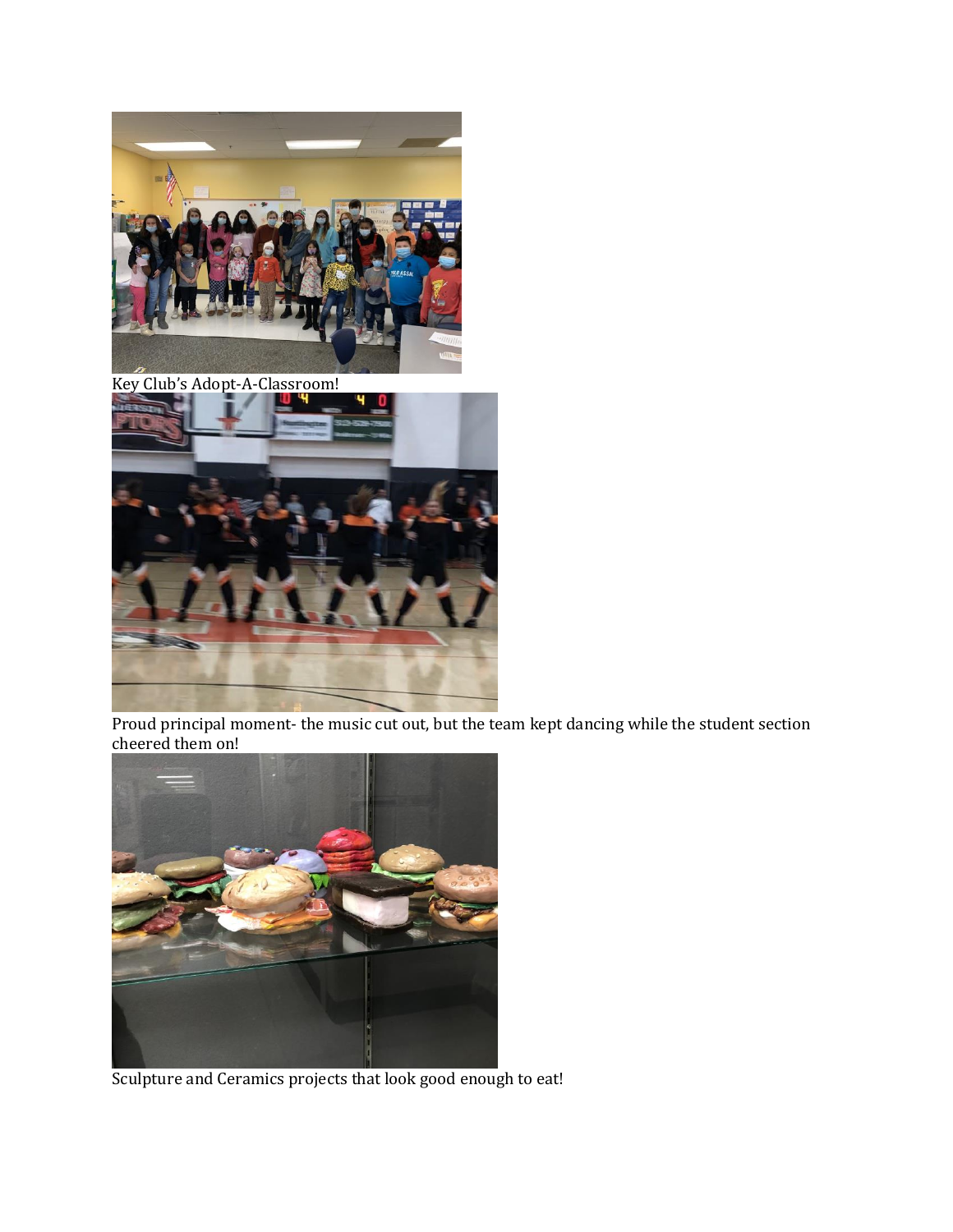Key Club's Adopt-A-Classroom!

Proud principal moment- the music cut out, but the team kept dancing while the student section cheered them on!

Sculpture and Ceramics projects that look good enough to eat!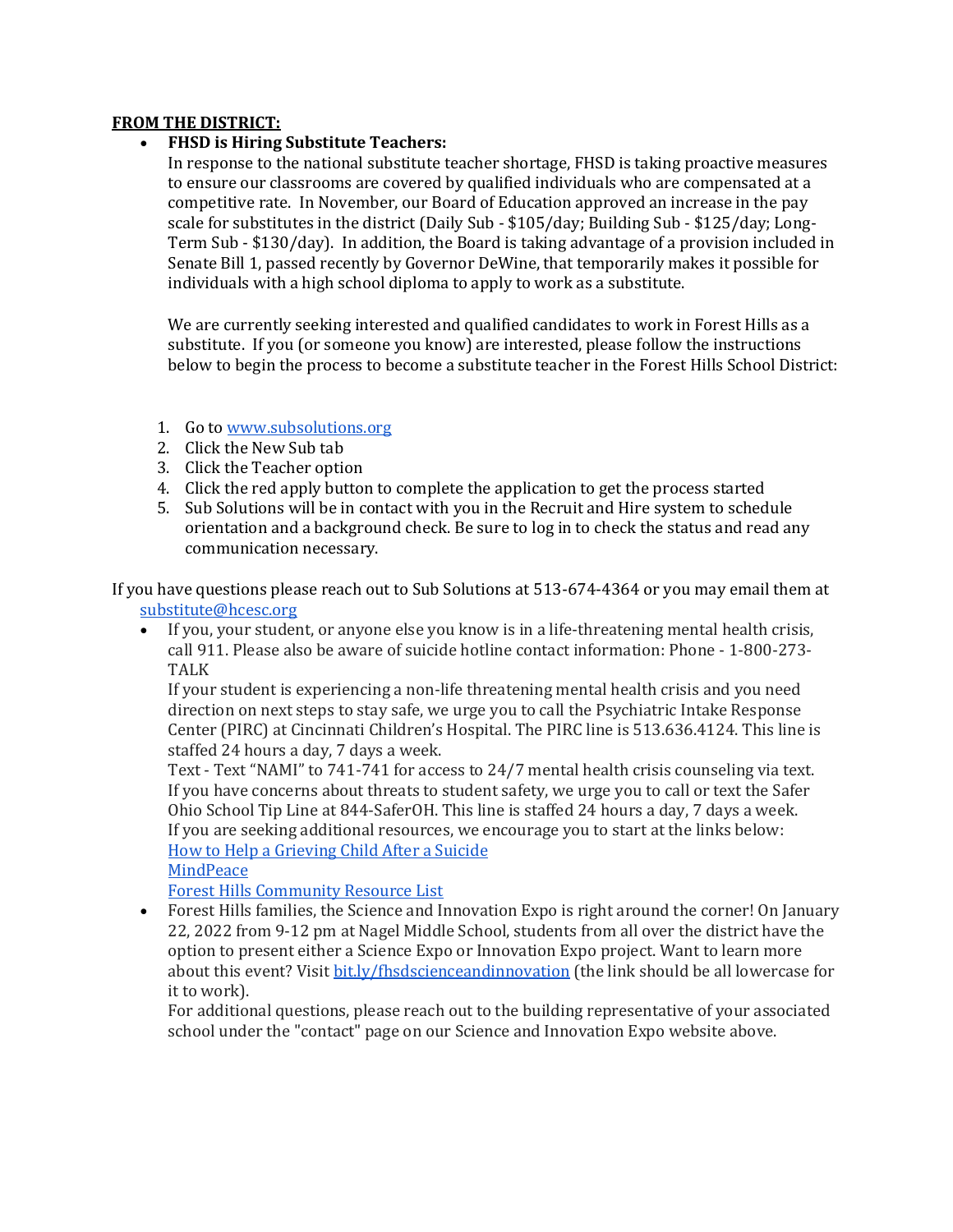**<u>FROM THE DISTRICT:</u>**

- **FHSD is Hiring Substitute Teachers:**
  In response to the national substitute teacher shortage, FHSD is taking proactive measures to ensure our classrooms are covered by qualified individuals who are compensated at a competitive rate. In November, our Board of Education approved an increase in the pay scale for substitutes in the district (Daily Sub - $105/day; Building Sub - $125/day; Long-Term Sub - $130/day). In addition, the Board is taking advantage of a provision included in Senate Bill 1, passed recently by Governor DeWine, that temporarily makes it possible for individuals with a high school diploma to apply to work as a substitute.

  We are currently seeking interested and qualified candidates to work in Forest Hills as a substitute. If you (or someone you know) are interested, please follow the instructions below to begin the process to become a substitute teacher in the Forest Hills School District:

1. Go to [www.subsolutions.org](www.subsolutions.org)
2. Click the New Sub tab
3. Click the Teacher option
4. Click the red apply button to complete the application to get the process started
5. Sub Solutions will be in contact with you in the Recruit and Hire system to schedule orientation and a background check. Be sure to log in to check the status and read any communication necessary.

If you have questions please reach out to Sub Solutions at 513-674-4364 or you may email them at [substitute@hcesc.org](mailto:substitute@hcesc.org)

- If you, your student, or anyone else you know is in a life-threatening mental health crisis, call 911. Please also be aware of suicide hotline contact information: Phone - 1-800-273-TALK
  If your student is experiencing a non-life threatening mental health crisis and you need direction on next steps to stay safe, we urge you to call the Psychiatric Intake Response Center (PIRC) at Cincinnati Children's Hospital. The PIRC line is 513.636.4124. This line is staffed 24 hours a day, 7 days a week.
  Text - Text "NAMI" to 741-741 for access to 24/7 mental health crisis counseling via text.
  If you have concerns about threats to student safety, we urge you to call or text the Safer Ohio School Tip Line at 844-SaferOH. This line is staffed 24 hours a day, 7 days a week.
  If you are seeking additional resources, we encourage you to start at the links below:
  How to Help a Grieving Child After a Suicide
  MindPeace
  Forest Hills Community Resource List
- Forest Hills families, the Science and Innovation Expo is right around the corner! On January 22, 2022 from 9-12 pm at Nagel Middle School, students from all over the district have the option to present either a Science Expo or Innovation Expo project. Want to learn more about this event? Visit [bit.ly/fhsdscienceandinnovation](bit.ly/fhsdscienceandinnovation) (the link should be all lowercase for it to work).
  For additional questions, please reach out to the building representative of your associated school under the "contact" page on our Science and Innovation Expo website above.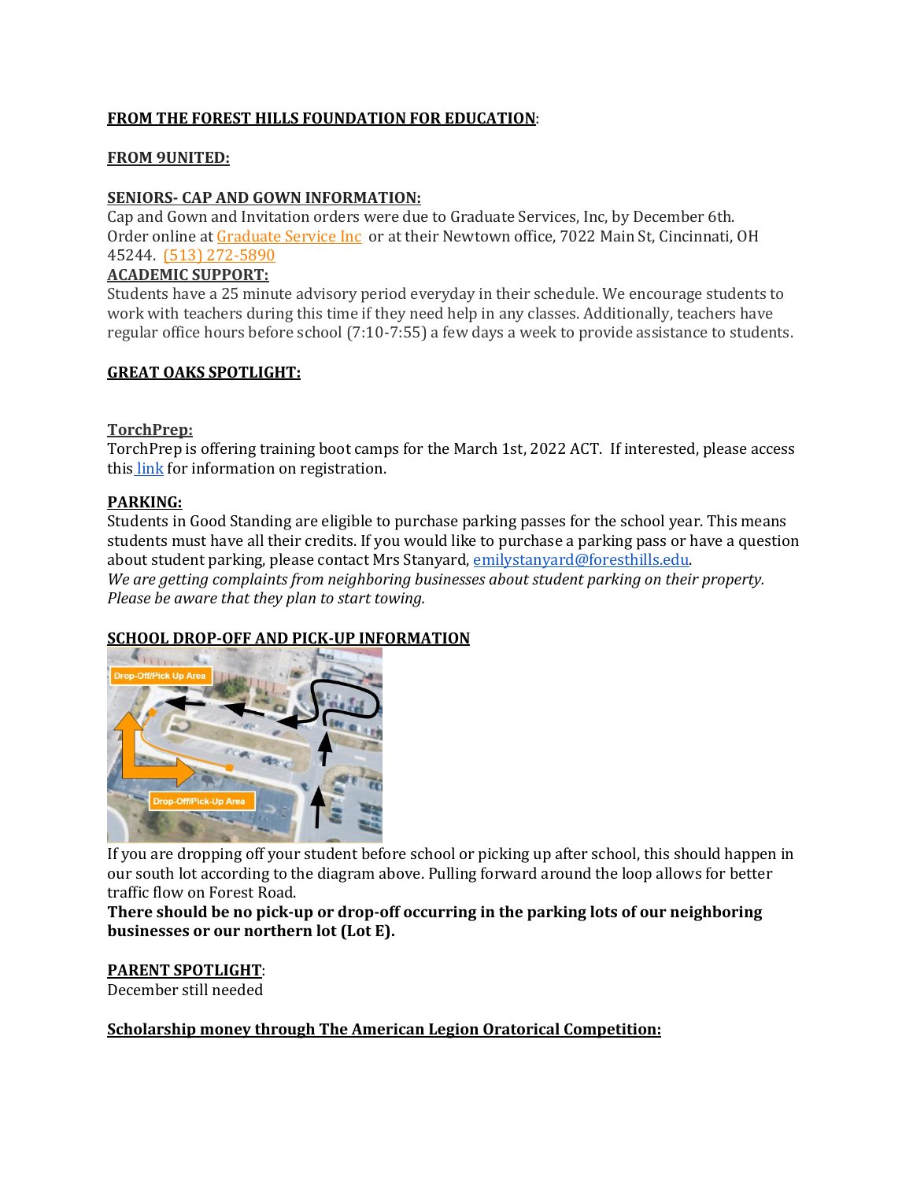**FROM THE FOREST HILLS FOUNDATION FOR EDUCATION**:

**FROM 9UNITED:**

**SENIORS- CAP AND GOWN INFORMATION:**

Cap and Gown and Invitation orders were due to Graduate Services, Inc, by December 6th. Order online at Graduate Service Inc or at their Newtown office, 7022 Main St, Cincinnati, OH 45244. (513) 272-5890

**ACADEMIC SUPPORT:**

Students have a 25 minute advisory period everyday in their schedule. We encourage students to work with teachers during this time if they need help in any classes. Additionally, teachers have regular office hours before school (7:10-7:55) a few days a week to provide assistance to students.

**GREAT OAKS SPOTLIGHT:**

**TorchPrep:**

TorchPrep is offering training boot camps for the March 1st, 2022 ACT. If interested, please access this link for information on registration.

**PARKING:**

Students in Good Standing are eligible to purchase parking passes for the school year. This means students must have all their credits. If you would like to purchase a parking pass or have a question about student parking, please contact Mrs Stanyard, emilystanyard@foresthills.edu.

*We are getting complaints from neighboring businesses about student parking on their property. Please be aware that they plan to start towing.*

**SCHOOL DROP-OFF AND PICK-UP INFORMATION**

Drop-Off/Pick Up Area

Drop-Off/Pick-Up Area

If you are dropping off your student before school or picking up after school, this should happen in our south lot according to the diagram above. Pulling forward around the loop allows for better traffic flow on Forest Road.

**There should be no pick-up or drop-off occurring in the parking lots of our neighboring businesses or our northern lot (Lot E).**

**PARENT SPOTLIGHT**:

December still needed

**Scholarship money through The American Legion Oratorical Competition:**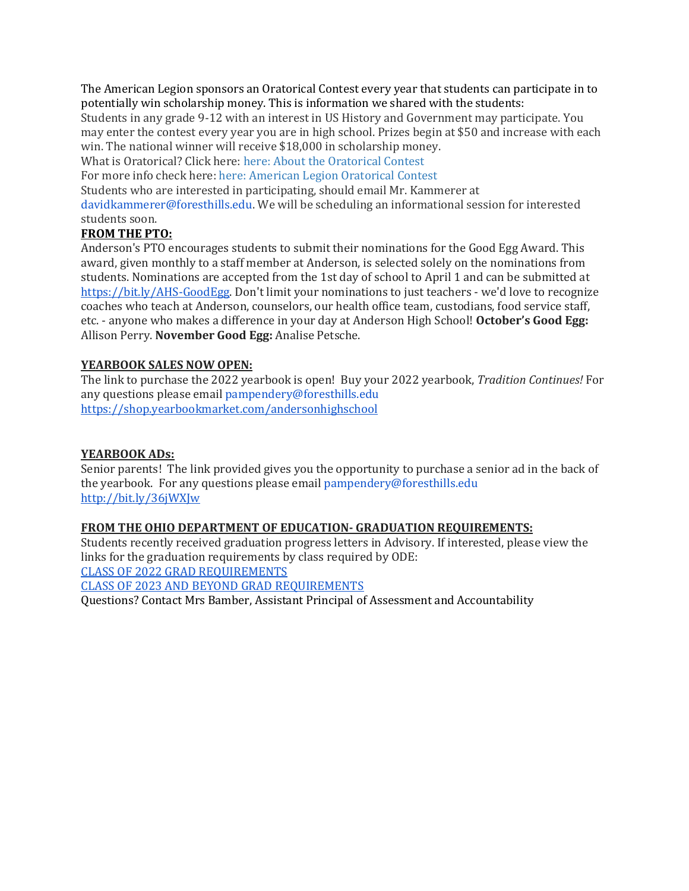The American Legion sponsors an Oratorical Contest every year that students can participate in to potentially win scholarship money. This is information we shared with the students:

Students in any grade 9-12 with an interest in US History and Government may participate. You may enter the contest every year you are in high school. Prizes begin at $50 and increase with each win. The national winner will receive $18,000 in scholarship money.

What is Oratorical? Click here: here: About the Oratorical Contest

For more info check here: here: American Legion Oratorical Contest

Students who are interested in participating, should email Mr. Kammerer at davidkammerer@foresthills.edu. We will be scheduling an informational session for interested students soon.

**FROM THE PTO:**

Anderson's PTO encourages students to submit their nominations for the Good Egg Award. This award, given monthly to a staff member at Anderson, is selected solely on the nominations from students. Nominations are accepted from the 1st day of school to April 1 and can be submitted at https://bit.ly/AHS-GoodEgg. Don't limit your nominations to just teachers - we'd love to recognize coaches who teach at Anderson, counselors, our health office team, custodians, food service staff, etc. - anyone who makes a difference in your day at Anderson High School! **October's Good Egg:** Allison Perry. **November Good Egg:** Analise Petsche.

**YEARBOOK SALES NOW OPEN:**

The link to purchase the 2022 yearbook is open! Buy your 2022 yearbook, *Tradition Continues!* For any questions please email pampendery@foresthills.edu

https://shop.yearbookmarket.com/andersonhighschool

**YEARBOOK ADs:**

Senior parents! The link provided gives you the opportunity to purchase a senior ad in the back of the yearbook. For any questions please email pampendery@foresthills.edu

http://bit.ly/36jWXJw

**FROM THE OHIO DEPARTMENT OF EDUCATION- GRADUATION REQUIREMENTS:**

Students recently received graduation progress letters in Advisory. If interested, please view the links for the graduation requirements by class required by ODE:

CLASS OF 2022 GRAD REQUIREMENTS

CLASS OF 2023 AND BEYOND GRAD REQUIREMENTS

Questions? Contact Mrs Bamber, Assistant Principal of Assessment and Accountability